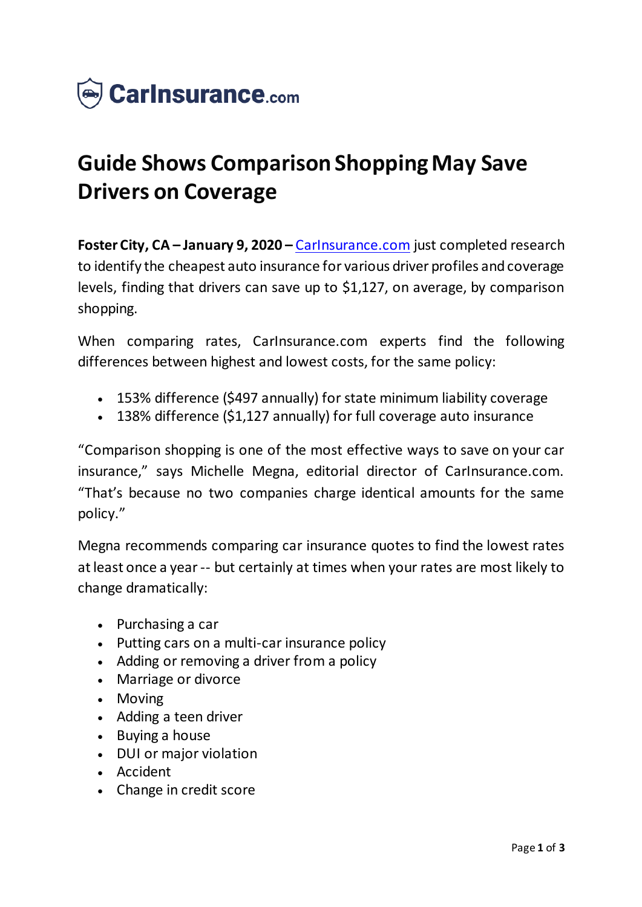CarInsurance.com

# Guide Shows Comparison Shopping May Save Drivers on Coverage

**Foster City, CA – January 9, 2020 –** CarInsurance.com just completed research to identify the cheapest auto insurance for various driver profiles and coverage levels, finding that drivers can save up to $1,127, on average, by comparison shopping.

When comparing rates, CarInsurance.com experts find the following differences between highest and lowest costs, for the same policy:

- 153% difference ($497 annually) for state minimum liability coverage
- 138% difference ($1,127 annually) for full coverage auto insurance

"Comparison shopping is one of the most effective ways to save on your car insurance," says Michelle Megna, editorial director of CarInsurance.com. "That's because no two companies charge identical amounts for the same policy."

Megna recommends comparing car insurance quotes to find the lowest rates at least once a year -- but certainly at times when your rates are most likely to change dramatically:

- Purchasing a car
- Putting cars on a multi-car insurance policy
- Adding or removing a driver from a policy
- Marriage or divorce
- Moving
- Adding a teen driver
- Buying a house
- DUI or major violation
- Accident
- Change in credit score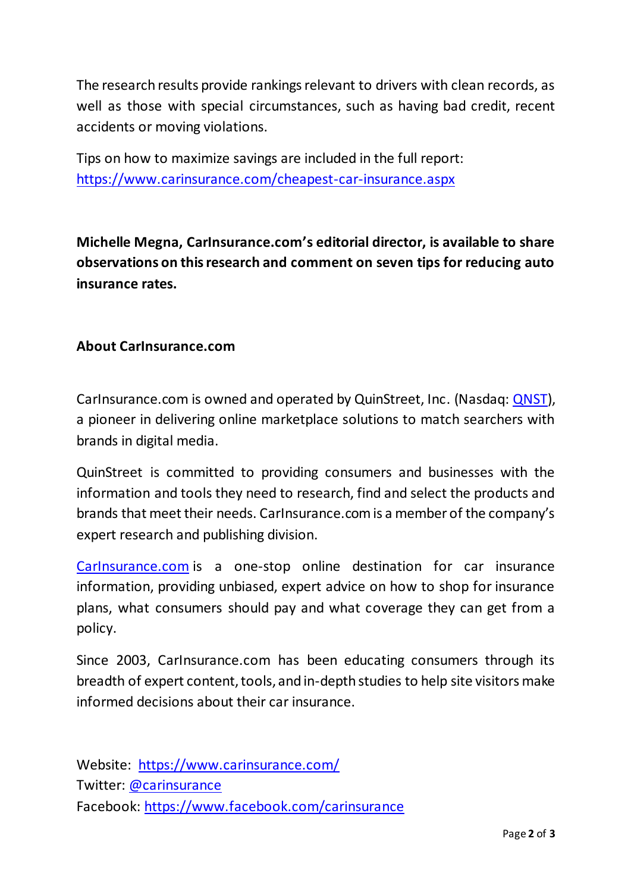The research results provide rankings relevant to drivers with clean records, as well as those with special circumstances, such as having bad credit, recent accidents or moving violations.

Tips on how to maximize savings are included in the full report:
[https://www.carinsurance.com/cheapest-car-insurance.aspx](https://www.carinsurance.com/cheapest-car-insurance.aspx)

**Michelle Megna, CarInsurance.com's editorial director, is available to share observations on this research and comment on seven tips for reducing auto insurance rates.**

**About CarInsurance.com**

CarInsurance.com is owned and operated by QuinStreet, Inc. (Nasdaq: [QNST](QNST)), a pioneer in delivering online marketplace solutions to match searchers with brands in digital media.

QuinStreet is committed to providing consumers and businesses with the information and tools they need to research, find and select the products and brands that meet their needs. CarInsurance.com is a member of the company's expert research and publishing division.

[CarInsurance.com](https://www.carinsurance.com/) is a one-stop online destination for car insurance information, providing unbiased, expert advice on how to shop for insurance plans, what consumers should pay and what coverage they can get from a policy.

Since 2003, CarInsurance.com has been educating consumers through its breadth of expert content, tools, and in-depth studies to help site visitors make informed decisions about their car insurance.

Website: [https://www.carinsurance.com/](https://www.carinsurance.com/)
Twitter: [@carinsurance](@carinsurance)
Facebook: [https://www.facebook.com/carinsurance](https://www.facebook.com/carinsurance)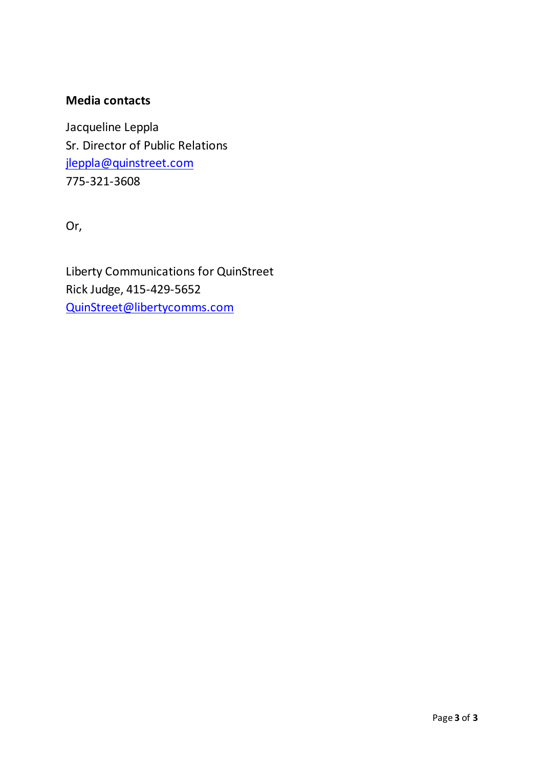**Media contacts**

Jacqueline Leppla
Sr. Director of Public Relations
jleppla@quinstreet.com
775-321-3608

Or,

Liberty Communications for QuinStreet
Rick Judge, 415-429-5652
QuinStreet@libertycomms.com